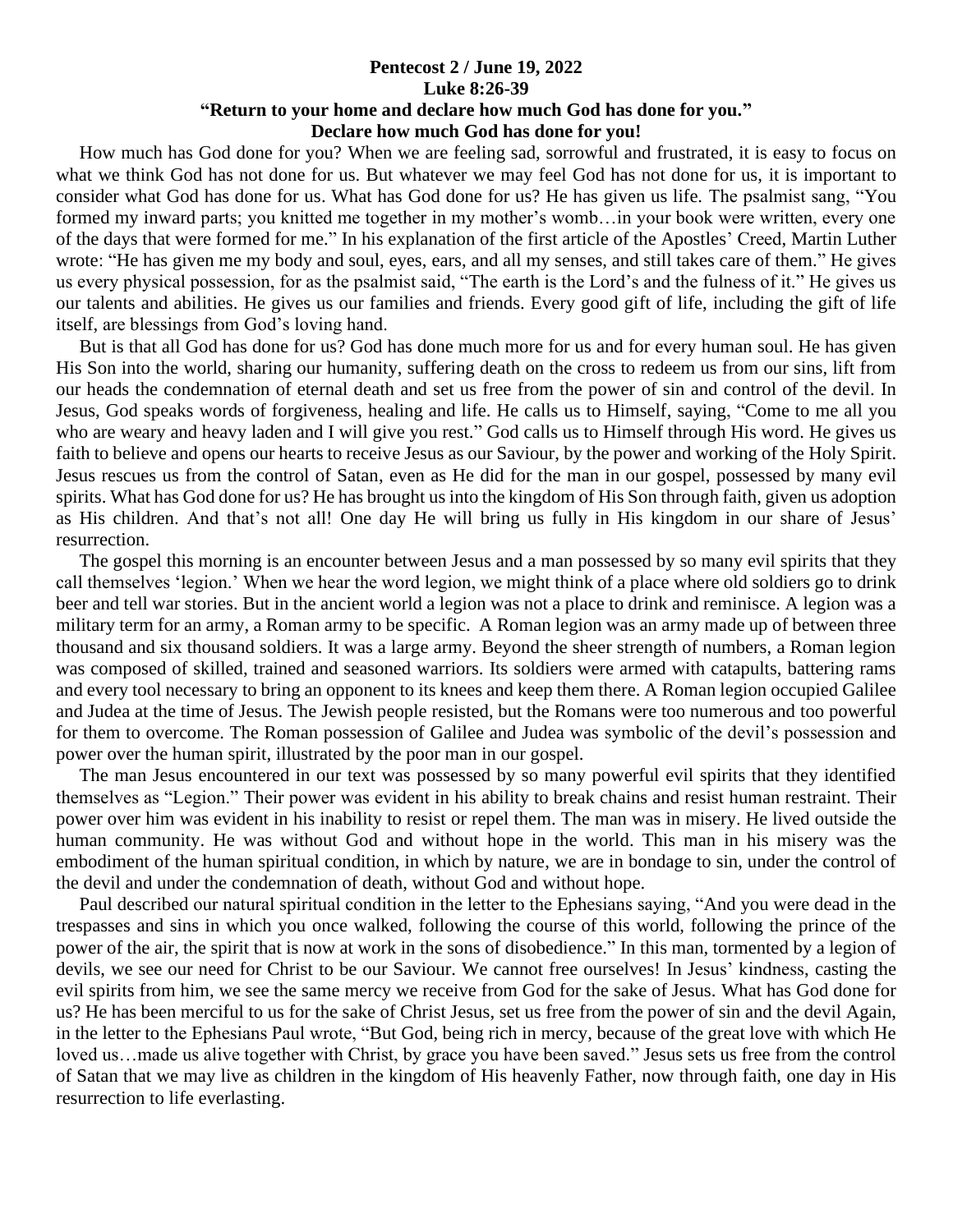**Pentecost 2 / June 19, 2022**
**Luke 8:26-39**
**"Return to your home and declare how much God has done for you."**
**Declare how much God has done for you!**

How much has God done for you? When we are feeling sad, sorrowful and frustrated, it is easy to focus on what we think God has not done for us. But whatever we may feel God has not done for us, it is important to consider what God has done for us. What has God done for us? He has given us life. The psalmist sang, "You formed my inward parts; you knitted me together in my mother's womb…in your book were written, every one of the days that were formed for me." In his explanation of the first article of the Apostles' Creed, Martin Luther wrote: "He has given me my body and soul, eyes, ears, and all my senses, and still takes care of them." He gives us every physical possession, for as the psalmist said, "The earth is the Lord's and the fulness of it." He gives us our talents and abilities. He gives us our families and friends. Every good gift of life, including the gift of life itself, are blessings from God's loving hand.

But is that all God has done for us? God has done much more for us and for every human soul. He has given His Son into the world, sharing our humanity, suffering death on the cross to redeem us from our sins, lift from our heads the condemnation of eternal death and set us free from the power of sin and control of the devil. In Jesus, God speaks words of forgiveness, healing and life. He calls us to Himself, saying, "Come to me all you who are weary and heavy laden and I will give you rest." God calls us to Himself through His word. He gives us faith to believe and opens our hearts to receive Jesus as our Saviour, by the power and working of the Holy Spirit. Jesus rescues us from the control of Satan, even as He did for the man in our gospel, possessed by many evil spirits. What has God done for us? He has brought us into the kingdom of His Son through faith, given us adoption as His children. And that's not all! One day He will bring us fully in His kingdom in our share of Jesus' resurrection.

The gospel this morning is an encounter between Jesus and a man possessed by so many evil spirits that they call themselves 'legion.' When we hear the word legion, we might think of a place where old soldiers go to drink beer and tell war stories. But in the ancient world a legion was not a place to drink and reminisce. A legion was a military term for an army, a Roman army to be specific. A Roman legion was an army made up of between three thousand and six thousand soldiers. It was a large army. Beyond the sheer strength of numbers, a Roman legion was composed of skilled, trained and seasoned warriors. Its soldiers were armed with catapults, battering rams and every tool necessary to bring an opponent to its knees and keep them there. A Roman legion occupied Galilee and Judea at the time of Jesus. The Jewish people resisted, but the Romans were too numerous and too powerful for them to overcome. The Roman possession of Galilee and Judea was symbolic of the devil's possession and power over the human spirit, illustrated by the poor man in our gospel.

The man Jesus encountered in our text was possessed by so many powerful evil spirits that they identified themselves as "Legion." Their power was evident in his ability to break chains and resist human restraint. Their power over him was evident in his inability to resist or repel them. The man was in misery. He lived outside the human community. He was without God and without hope in the world. This man in his misery was the embodiment of the human spiritual condition, in which by nature, we are in bondage to sin, under the control of the devil and under the condemnation of death, without God and without hope.

Paul described our natural spiritual condition in the letter to the Ephesians saying, "And you were dead in the trespasses and sins in which you once walked, following the course of this world, following the prince of the power of the air, the spirit that is now at work in the sons of disobedience." In this man, tormented by a legion of devils, we see our need for Christ to be our Saviour. We cannot free ourselves! In Jesus' kindness, casting the evil spirits from him, we see the same mercy we receive from God for the sake of Jesus. What has God done for us? He has been merciful to us for the sake of Christ Jesus, set us free from the power of sin and the devil Again, in the letter to the Ephesians Paul wrote, "But God, being rich in mercy, because of the great love with which He loved us…made us alive together with Christ, by grace you have been saved." Jesus sets us free from the control of Satan that we may live as children in the kingdom of His heavenly Father, now through faith, one day in His resurrection to life everlasting.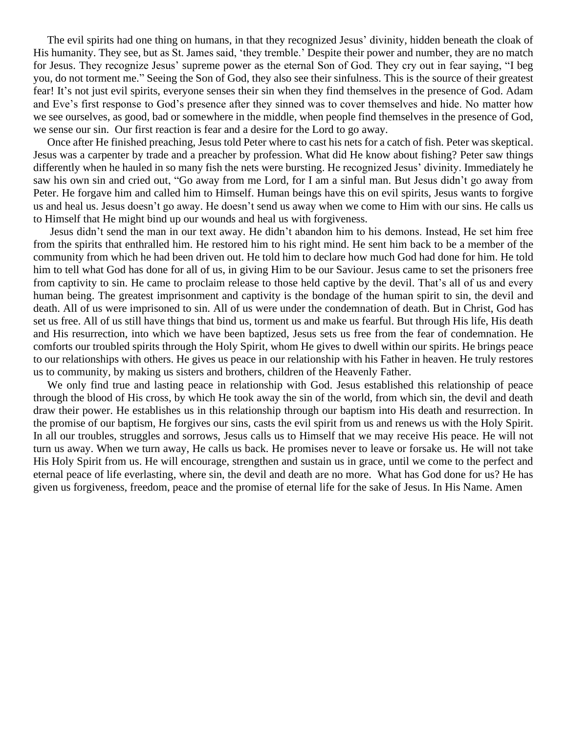The evil spirits had one thing on humans, in that they recognized Jesus' divinity, hidden beneath the cloak of His humanity. They see, but as St. James said, 'they tremble.' Despite their power and number, they are no match for Jesus. They recognize Jesus' supreme power as the eternal Son of God. They cry out in fear saying, "I beg you, do not torment me." Seeing the Son of God, they also see their sinfulness. This is the source of their greatest fear! It's not just evil spirits, everyone senses their sin when they find themselves in the presence of God. Adam and Eve's first response to God's presence after they sinned was to cover themselves and hide. No matter how we see ourselves, as good, bad or somewhere in the middle, when people find themselves in the presence of God, we sense our sin. Our first reaction is fear and a desire for the Lord to go away.

Once after He finished preaching, Jesus told Peter where to cast his nets for a catch of fish. Peter was skeptical. Jesus was a carpenter by trade and a preacher by profession. What did He know about fishing? Peter saw things differently when he hauled in so many fish the nets were bursting. He recognized Jesus' divinity. Immediately he saw his own sin and cried out, "Go away from me Lord, for I am a sinful man. But Jesus didn't go away from Peter. He forgave him and called him to Himself. Human beings have this on evil spirits, Jesus wants to forgive us and heal us. Jesus doesn't go away. He doesn't send us away when we come to Him with our sins. He calls us to Himself that He might bind up our wounds and heal us with forgiveness.

Jesus didn't send the man in our text away. He didn't abandon him to his demons. Instead, He set him free from the spirits that enthralled him. He restored him to his right mind. He sent him back to be a member of the community from which he had been driven out. He told him to declare how much God had done for him. He told him to tell what God has done for all of us, in giving Him to be our Saviour. Jesus came to set the prisoners free from captivity to sin. He came to proclaim release to those held captive by the devil. That's all of us and every human being. The greatest imprisonment and captivity is the bondage of the human spirit to sin, the devil and death. All of us were imprisoned to sin. All of us were under the condemnation of death. But in Christ, God has set us free. All of us still have things that bind us, torment us and make us fearful. But through His life, His death and His resurrection, into which we have been baptized, Jesus sets us free from the fear of condemnation. He comforts our troubled spirits through the Holy Spirit, whom He gives to dwell within our spirits. He brings peace to our relationships with others. He gives us peace in our relationship with his Father in heaven. He truly restores us to community, by making us sisters and brothers, children of the Heavenly Father.

We only find true and lasting peace in relationship with God. Jesus established this relationship of peace through the blood of His cross, by which He took away the sin of the world, from which sin, the devil and death draw their power. He establishes us in this relationship through our baptism into His death and resurrection. In the promise of our baptism, He forgives our sins, casts the evil spirit from us and renews us with the Holy Spirit. In all our troubles, struggles and sorrows, Jesus calls us to Himself that we may receive His peace. He will not turn us away. When we turn away, He calls us back. He promises never to leave or forsake us. He will not take His Holy Spirit from us. He will encourage, strengthen and sustain us in grace, until we come to the perfect and eternal peace of life everlasting, where sin, the devil and death are no more. What has God done for us? He has given us forgiveness, freedom, peace and the promise of eternal life for the sake of Jesus. In His Name. Amen